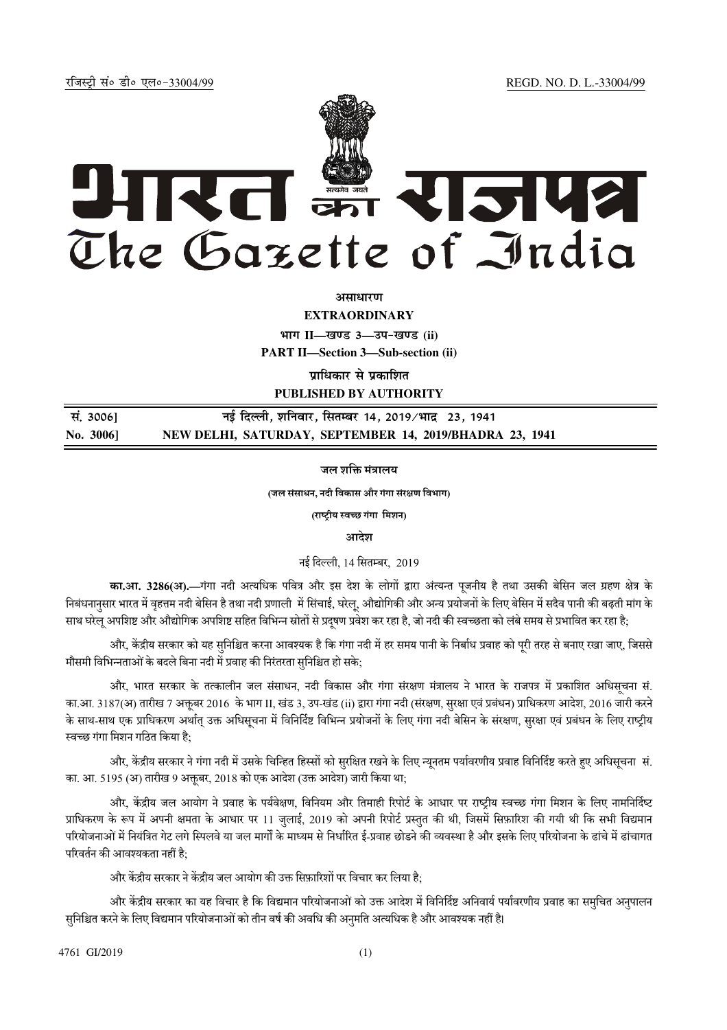रजिस्ट्री सं० डी० एल०-33004/99 REGD. NO. D. L.-33004/99

# भारत का राजपत्र
# The Gazette of India

**असाधारण**

**EXTRAORDINARY**

**भाग II—खण्ड 3—उप-खण्ड (ii)**

**PART II—Section 3—Sub-section (ii)**

**प्राधिकार से प्रकाशित**

**PUBLISHED BY AUTHORITY**

| सं. 3006] | नई दिल्ली, शनिवार, सितम्बर 14, 2019/भाद्र 23, 1941 |
|---|---|
| No. 3006] | NEW DELHI, SATURDAY, SEPTEMBER 14, 2019/BHADRA 23, 1941 |

**जल शक्ति मंत्रालय**

**(जल संसाधन, नदी विकास और गंगा संरक्षण विभाग)**

**(राष्ट्रीय स्वच्छ गंगा मिशन)**

**आदेश**

नई दिल्ली, 14 सितम्बर, 2019

**का.आ. 3286(अ).**—गंगा नदी अत्यधिक पवित्र और इस देश के लोगों द्वारा अंत्यन्त पूजनीय है तथा उसकी बेसिन जल ग्रहण क्षेत्र के निबंधनानुसार भारत में वृहत्तम नदी बेसिन है तथा नदी प्रणाली में सिंचाई, घरेलू, औद्योगिकी और अन्य प्रयोजनों के लिए बेसिन में सदैव पानी की बढ़ती मांग के साथ घरेलू अपशिष्ट और औद्योगिक अपशिष्ट सहित विभिन्न स्रोतों से प्रदूषण प्रवेश कर रहा है, जो नदी की स्वच्छता को लंबे समय से प्रभावित कर रहा है;

और, केंद्रीय सरकार को यह सुनिश्चित करना आवश्यक है कि गंगा नदी में हर समय पानी के निर्बाध प्रवाह को पूरी तरह से बनाए रखा जाए, जिससे मौसमी विभिन्नताओं के बदले बिना नदी में प्रवाह की निरंतरता सुनिश्चित हो सके;

और, भारत सरकार के तत्कालीन जल संसाधन, नदी विकास और गंगा संरक्षण मंत्रालय ने भारत के राजपत्र में प्रकाशित अधिसूचना सं. का.आ. 3187(अ) तारीख 7 अक्तूबर 2016 के भाग II, खंड 3, उप-खंड (ii) द्वारा गंगा नदी (संरक्षण, सुरक्षा एवं प्रबंधन) प्राधिकरण आदेश, 2016 जारी करने के साथ-साथ एक प्राधिकरण अर्थात् उक्त अधिसूचना में विनिर्दिष्ट विभिन्न प्रयोजनों के लिए गंगा नदी बेसिन के संरक्षण, सुरक्षा एवं प्रबंधन के लिए राष्ट्रीय स्वच्छ गंगा मिशन गठित किया है;

और, केंद्रीय सरकार ने गंगा नदी में उसके चिन्हित हिस्सों को सुरक्षित रखने के लिए न्यूनतम पर्यावरणीय प्रवाह विनिर्दिष्ट करते हुए अधिसूचना सं. का. आ. 5195 (अ) तारीख 9 अक्तूबर, 2018 को एक आदेश (उक्त आदेश) जारी किया था;

और, केंद्रीय जल आयोग ने प्रवाह के पर्यवेक्षण, विनियम और तिमाही रिपोर्ट के आधार पर राष्ट्रीय स्वच्छ गंगा मिशन के लिए नामनिर्दिष्ट प्राधिकरण के रूप में अपनी क्षमता के आधार पर 11 जुलाई, 2019 को अपनी रिपोर्ट प्रस्तुत की थी, जिसमें सिफ़ारिश की गयी थी कि सभी विद्यमान परियोजनाओं में नियंत्रित गेट लगे स्पिलवे या जल मार्गों के माध्यम से निर्धारित ई-प्रवाह छोडने की व्यवस्था है और इसके लिए परियोजना के ढांचे में ढांचागत परिवर्तन की आवश्यकता नहीं है;

और केंद्रीय सरकार ने केंद्रीय जल आयोग की उक्त सिफ़ारिशों पर विचार कर लिया है;

और केंद्रीय सरकार का यह विचार है कि विद्यमान परियोजनाओं को उक्त आदेश में विनिर्दिष्ट अनिवार्य पर्यावरणीय प्रवाह का समुचित अनुपालन सुनिश्चित करने के लिए विद्यमान परियोजनाओं को तीन वर्ष की अवधि की अनुमति अत्यधिक है और आवश्यक नहीं है।

4761 GI/2019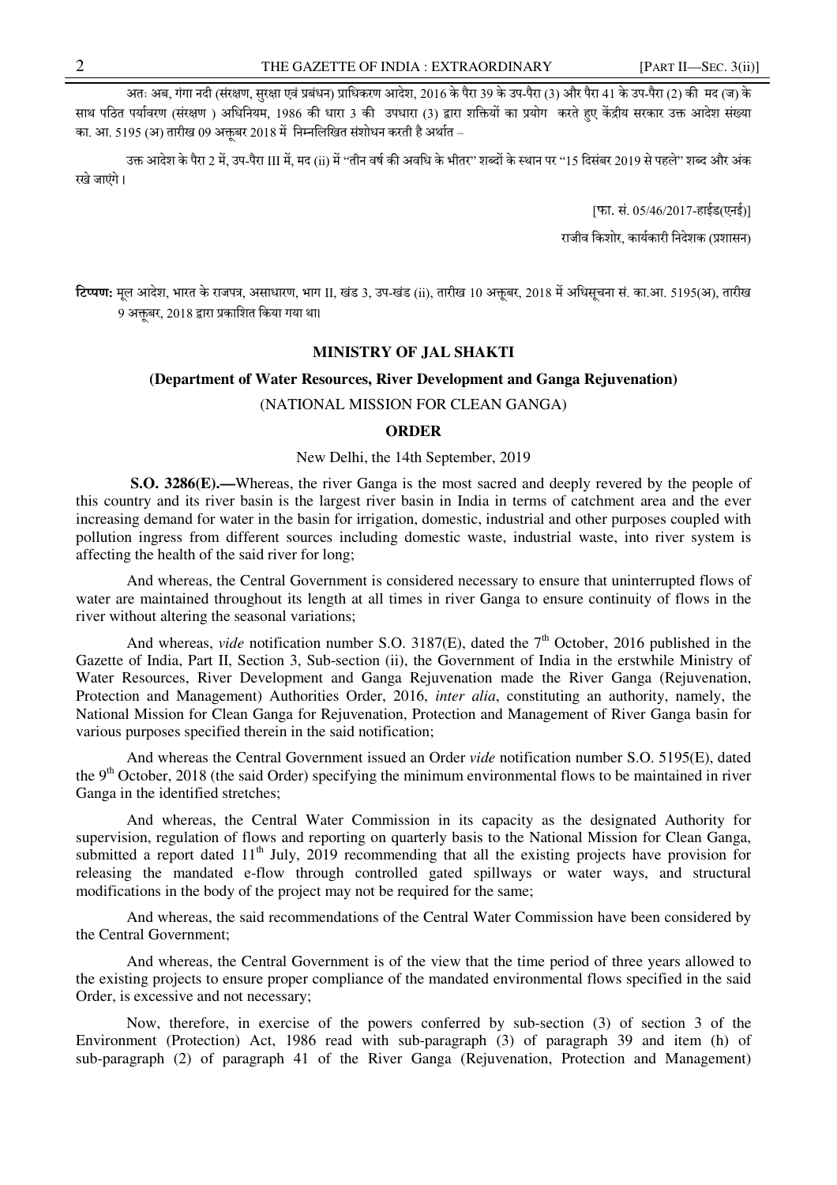अतः अब, गंगा नदी (संरक्षण, सुरक्षा एवं प्रबंधन) प्राधिकरण आदेश, 2016 के पैरा 39 के उप-पैरा (3) और पैरा 41 के उप-पैरा (2) की मद (ज) के साथ पठित पर्यावरण (संरक्षण ) अधिनियम, 1986 की धारा 3 की उपधारा (3) द्वारा शक्तियों का प्रयोग करते हुए केंद्रीय सरकार उक्त आदेश संख्या का. आ. 5195 (अ) तारीख 09 अक्तूबर 2018 में निम्नलिखित संशोधन करती है अर्थात –

उक्त आदेश के पैरा 2 में, उप-पैरा III में, मद (ii) में "तीन वर्ष की अवधि के भीतर" शब्दों के स्थान पर "15 दिसंबर 2019 से पहले" शब्द और अंक रखे जाएंगे।

[फा. सं. 05/46/2017-हाईड(एनई)]

राजीव किशोर, कार्यकारी निदेशक (प्रशासन)

**टिप्पण:** मूल आदेश, भारत के राजपत्र, असाधारण, भाग II, खंड 3, उप-खंड (ii), तारीख 10 अक्तूबर, 2018 में अधिसूचना सं. का.आ. 5195(अ), तारीख 9 अक्तूबर, 2018 द्वारा प्रकाशित किया गया था।

## MINISTRY OF JAL SHAKTI

### (Department of Water Resources, River Development and Ganga Rejuvenation)

(NATIONAL MISSION FOR CLEAN GANGA)

### ORDER

New Delhi, the 14th September, 2019

**S.O. 3286(E).—**Whereas, the river Ganga is the most sacred and deeply revered by the people of this country and its river basin is the largest river basin in India in terms of catchment area and the ever increasing demand for water in the basin for irrigation, domestic, industrial and other purposes coupled with pollution ingress from different sources including domestic waste, industrial waste, into river system is affecting the health of the said river for long;

And whereas, the Central Government is considered necessary to ensure that uninterrupted flows of water are maintained throughout its length at all times in river Ganga to ensure continuity of flows in the river without altering the seasonal variations;

And whereas, *vide* notification number S.O. 3187(E), dated the 7th October, 2016 published in the Gazette of India, Part II, Section 3, Sub-section (ii), the Government of India in the erstwhile Ministry of Water Resources, River Development and Ganga Rejuvenation made the River Ganga (Rejuvenation, Protection and Management) Authorities Order, 2016, *inter alia*, constituting an authority, namely, the National Mission for Clean Ganga for Rejuvenation, Protection and Management of River Ganga basin for various purposes specified therein in the said notification;

And whereas the Central Government issued an Order *vide* notification number S.O. 5195(E), dated the 9th October, 2018 (the said Order) specifying the minimum environmental flows to be maintained in river Ganga in the identified stretches;

And whereas, the Central Water Commission in its capacity as the designated Authority for supervision, regulation of flows and reporting on quarterly basis to the National Mission for Clean Ganga, submitted a report dated 11th July, 2019 recommending that all the existing projects have provision for releasing the mandated e-flow through controlled gated spillways or water ways, and structural modifications in the body of the project may not be required for the same;

And whereas, the said recommendations of the Central Water Commission have been considered by the Central Government;

And whereas, the Central Government is of the view that the time period of three years allowed to the existing projects to ensure proper compliance of the mandated environmental flows specified in the said Order, is excessive and not necessary;

Now, therefore, in exercise of the powers conferred by sub-section (3) of section 3 of the Environment (Protection) Act, 1986 read with sub-paragraph (3) of paragraph 39 and item (h) of sub-paragraph (2) of paragraph 41 of the River Ganga (Rejuvenation, Protection and Management)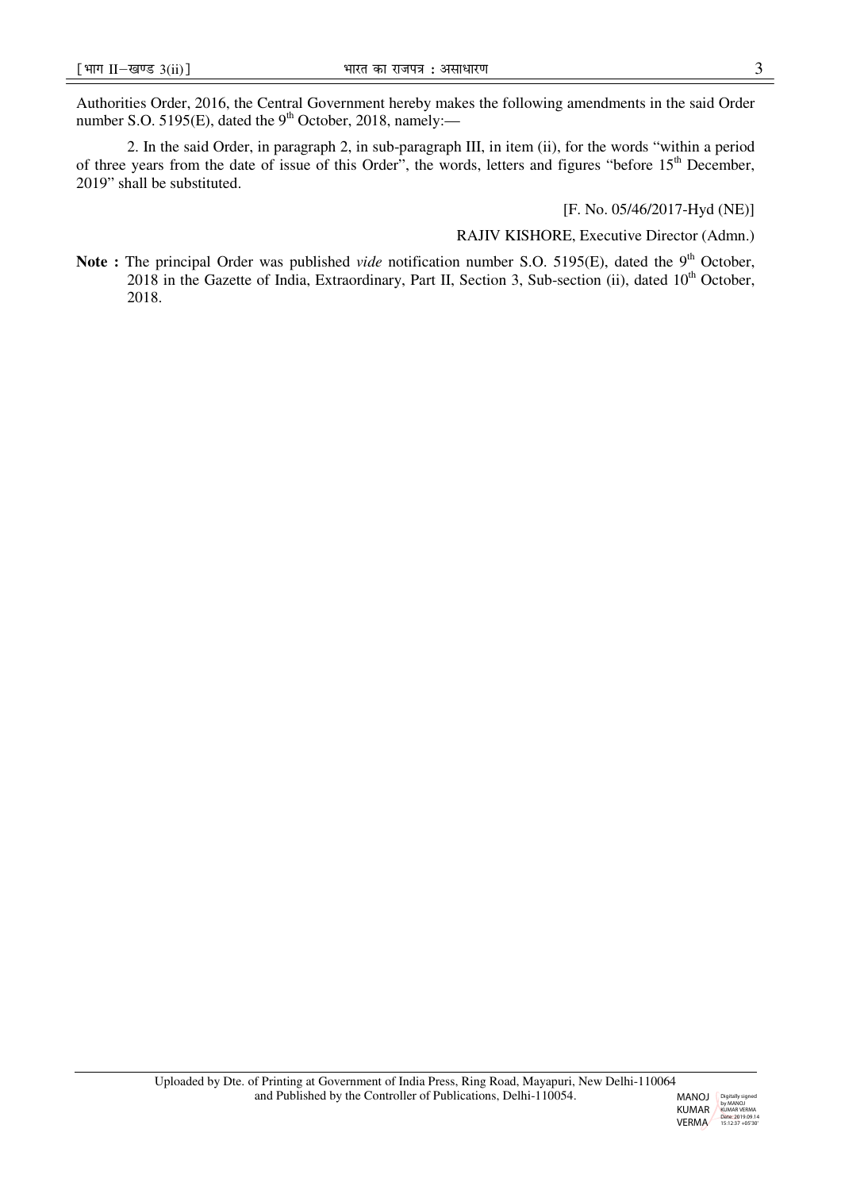Authorities Order, 2016, the Central Government hereby makes the following amendments in the said Order number S.O. 5195(E), dated the 9th October, 2018, namely:—

2. In the said Order, in paragraph 2, in sub-paragraph III, in item (ii), for the words "within a period of three years from the date of issue of this Order", the words, letters and figures "before 15th December, 2019" shall be substituted.

[F. No. 05/46/2017-Hyd (NE)]

RAJIV KISHORE, Executive Director (Admn.)

**Note :** The principal Order was published *vide* notification number S.O. 5195(E), dated the 9th October, 2018 in the Gazette of India, Extraordinary, Part II, Section 3, Sub-section (ii), dated 10th October, 2018.

Uploaded by Dte. of Printing at Government of India Press, Ring Road, Mayapuri, New Delhi-110064 and Published by the Controller of Publications, Delhi-110054.

MANOJ KUMAR VERMA — Digitally signed by MANOJ KUMAR VERMA Date: 2019.09.14 15:12:37 +05'30'